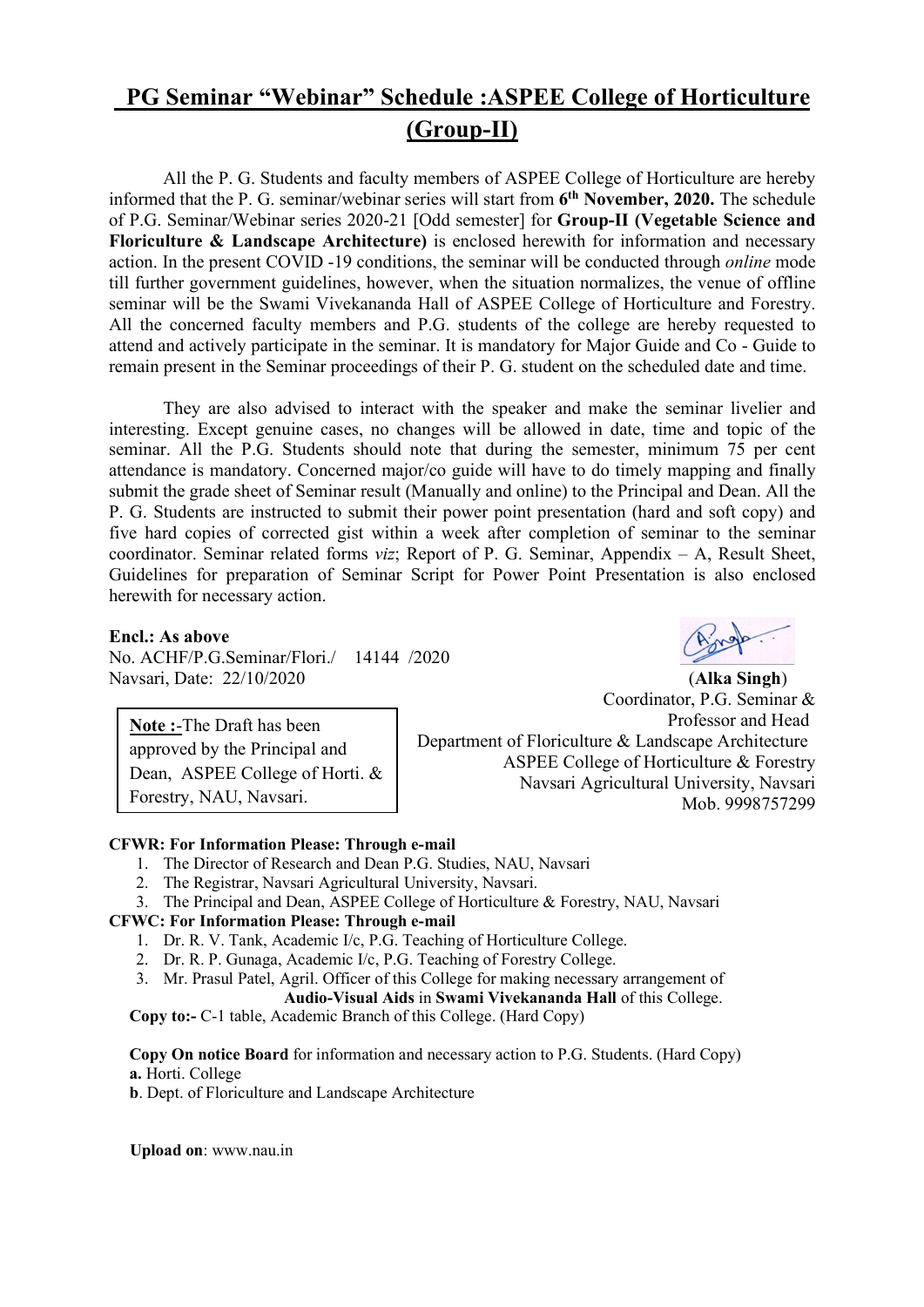# PG Seminar "Webinar" Schedule :ASPEE College of Horticulture (Group-II)

All the P. G. Students and faculty members of ASPEE College of Horticulture are hereby informed that the P. G. seminar/webinar series will start from **6th November, 2020.** The schedule of P.G. Seminar/Webinar series 2020-21 [Odd semester] for **Group-II (Vegetable Science and Floriculture & Landscape Architecture)** is enclosed herewith for information and necessary action. In the present COVID -19 conditions, the seminar will be conducted through *online* mode till further government guidelines, however, when the situation normalizes, the venue of offline seminar will be the Swami Vivekananda Hall of ASPEE College of Horticulture and Forestry. All the concerned faculty members and P.G. students of the college are hereby requested to attend and actively participate in the seminar. It is mandatory for Major Guide and Co - Guide to remain present in the Seminar proceedings of their P. G. student on the scheduled date and time.

They are also advised to interact with the speaker and make the seminar livelier and interesting. Except genuine cases, no changes will be allowed in date, time and topic of the seminar. All the P.G. Students should note that during the semester, minimum 75 per cent attendance is mandatory. Concerned major/co guide will have to do timely mapping and finally submit the grade sheet of Seminar result (Manually and online) to the Principal and Dean. All the P. G. Students are instructed to submit their power point presentation (hard and soft copy) and five hard copies of corrected gist within a week after completion of seminar to the seminar coordinator. Seminar related forms *viz*; Report of P. G. Seminar, Appendix – A, Result Sheet, Guidelines for preparation of Seminar Script for Power Point Presentation is also enclosed herewith for necessary action.

**Encl.: As above**
No. ACHF/P.G.Seminar/Flori./ 14144 /2020
Navsari, Date: 22/10/2020

(**Alka Singh**)
Coordinator, P.G. Seminar &
Professor and Head
Department of Floriculture & Landscape Architecture
ASPEE College of Horticulture & Forestry
Navsari Agricultural University, Navsari
Mob. 9998757299

**Note :**-The Draft has been approved by the Principal and Dean, ASPEE College of Horti. & Forestry, NAU, Navsari.

**CFWR: For Information Please: Through e-mail**

1. The Director of Research and Dean P.G. Studies, NAU, Navsari
2. The Registrar, Navsari Agricultural University, Navsari.
3. The Principal and Dean, ASPEE College of Horticulture & Forestry, NAU, Navsari

**CFWC: For Information Please: Through e-mail**

1. Dr. R. V. Tank, Academic I/c, P.G. Teaching of Horticulture College.
2. Dr. R. P. Gunaga, Academic I/c, P.G. Teaching of Forestry College.
3. Mr. Prasul Patel, Agril. Officer of this College for making necessary arrangement of **Audio-Visual Aids** in **Swami Vivekananda Hall** of this College.

**Copy to:-** C-1 table, Academic Branch of this College. (Hard Copy)

**Copy On notice Board** for information and necessary action to P.G. Students. (Hard Copy)

**a.** Horti. College

**b**. Dept. of Floriculture and Landscape Architecture

**Upload on**: www.nau.in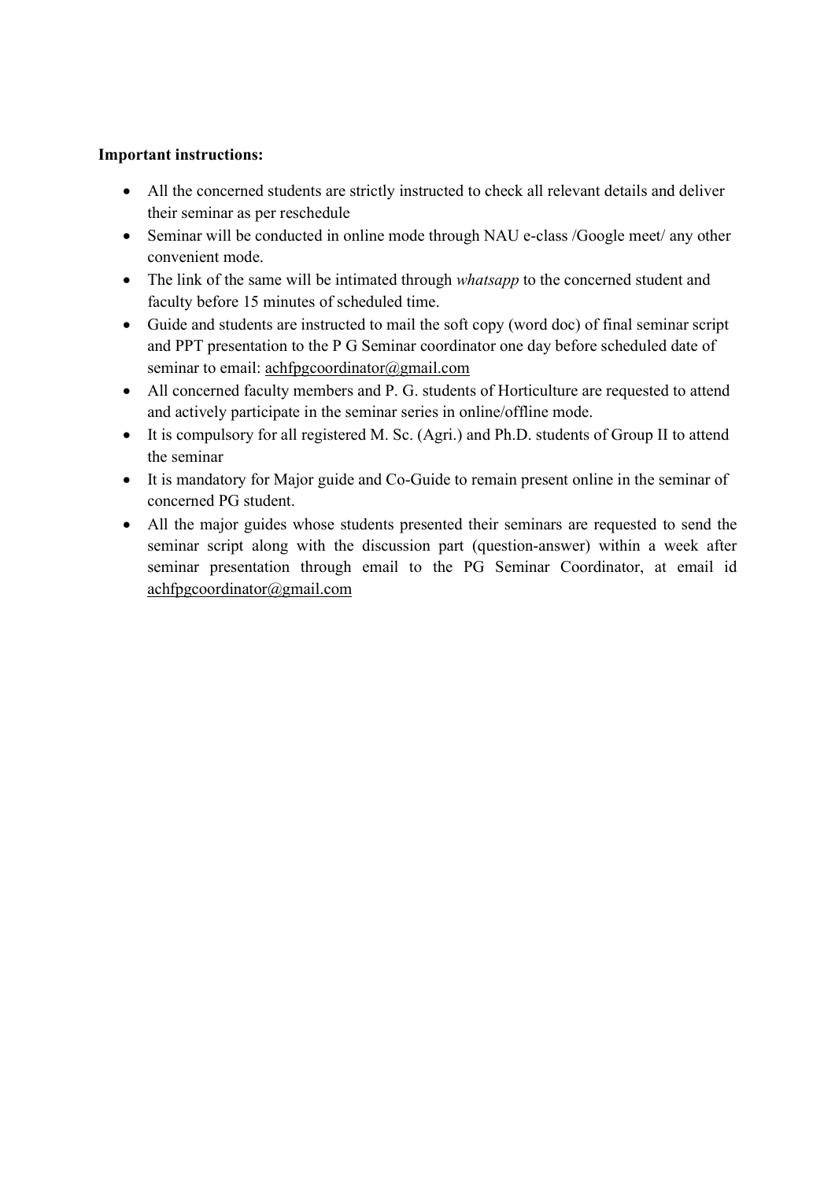**Important instructions:**

- All the concerned students are strictly instructed to check all relevant details and deliver their seminar as per reschedule
- Seminar will be conducted in online mode through NAU e-class /Google meet/ any other convenient mode.
- The link of the same will be intimated through *whatsapp* to the concerned student and faculty before 15 minutes of scheduled time.
- Guide and students are instructed to mail the soft copy (word doc) of final seminar script and PPT presentation to the P G Seminar coordinator one day before scheduled date of seminar to email: achfpgcoordinator@gmail.com
- All concerned faculty members and P. G. students of Horticulture are requested to attend and actively participate in the seminar series in online/offline mode.
- It is compulsory for all registered M. Sc. (Agri.) and Ph.D. students of Group II to attend the seminar
- It is mandatory for Major guide and Co-Guide to remain present online in the seminar of concerned PG student.
- All the major guides whose students presented their seminars are requested to send the seminar script along with the discussion part (question-answer) within a week after seminar presentation through email to the PG Seminar Coordinator, at email id achfpgcoordinator@gmail.com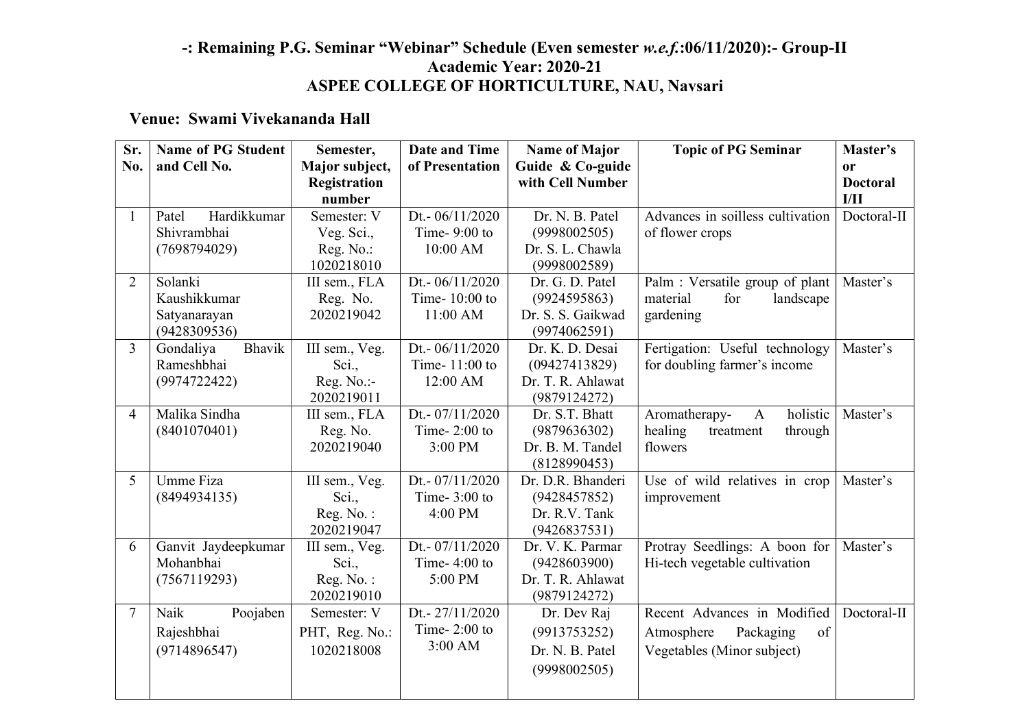**-: Remaining P.G. Seminar "Webinar" Schedule (Even semester *w.e.f.*:06/11/2020):- Group-II**
**Academic Year: 2020-21**
**ASPEE COLLEGE OF HORTICULTURE, NAU, Navsari**

**Venue: Swami Vivekananda Hall**

| Sr. No. | Name of PG Student and Cell No. | Semester, Major subject, Registration number | Date and Time of Presentation | Name of Major Guide & Co-guide with Cell Number | Topic of PG Seminar | Master's or Doctoral I/II |
|---|---|---|---|---|---|---|
| 1 | Patel Hardikkumar Shivrambhai (7698794029) | Semester: V Veg. Sci., Reg. No.: 1020218010 | Dt.- 06/11/2020 Time- 9:00 to 10:00 AM | Dr. N. B. Patel (9998002505) Dr. S. L. Chawla (9998002589) | Advances in soilless cultivation of flower crops | Doctoral-II |
| 2 | Solanki Kaushikkumar Satyanarayan (9428309536) | III sem., FLA Reg. No. 2020219042 | Dt.- 06/11/2020 Time- 10:00 to 11:00 AM | Dr. G. D. Patel (9924595863) Dr. S. S. Gaikwad (9974062591) | Palm : Versatile group of plant material for landscape gardening | Master's |
| 3 | Gondaliya Bhavik Rameshbhai (9974722422) | III sem., Veg. Sci., Reg. No.:- 2020219011 | Dt.- 06/11/2020 Time- 11:00 to 12:00 AM | Dr. K. D. Desai (09427413829) Dr. T. R. Ahlawat (9879124272) | Fertigation: Useful technology for doubling farmer's income | Master's |
| 4 | Malika Sindha (8401070401) | III sem., FLA Reg. No. 2020219040 | Dt.- 07/11/2020 Time- 2:00 to 3:00 PM | Dr. S.T. Bhatt (9879636302) Dr. B. M. Tandel (8128990453) | Aromatherapy- A holistic healing treatment through flowers | Master's |
| 5 | Umme Fiza (8494934135) | III sem., Veg. Sci., Reg. No. : 2020219047 | Dt.- 07/11/2020 Time- 3:00 to 4:00 PM | Dr. D.R. Bhanderi (9428457852) Dr. R.V. Tank (9426837531) | Use of wild relatives in crop improvement | Master's |
| 6 | Ganvit Jaydeepkumar Mohanbhai (7567119293) | III sem., Veg. Sci., Reg. No. : 2020219010 | Dt.- 07/11/2020 Time- 4:00 to 5:00 PM | Dr. V. K. Parmar (9428603900) Dr. T. R. Ahlawat (9879124272) | Protray Seedlings: A boon for Hi-tech vegetable cultivation | Master's |
| 7 | Naik Poojaben Rajeshbhai (9714896547) | Semester: V PHT, Reg. No.: 1020218008 | Dt.- 27/11/2020 Time- 2:00 to 3:00 AM | Dr. Dev Raj (9913753252) Dr. N. B. Patel (9998002505) | Recent Advances in Modified Atmosphere Packaging of Vegetables (Minor subject) | Doctoral-II |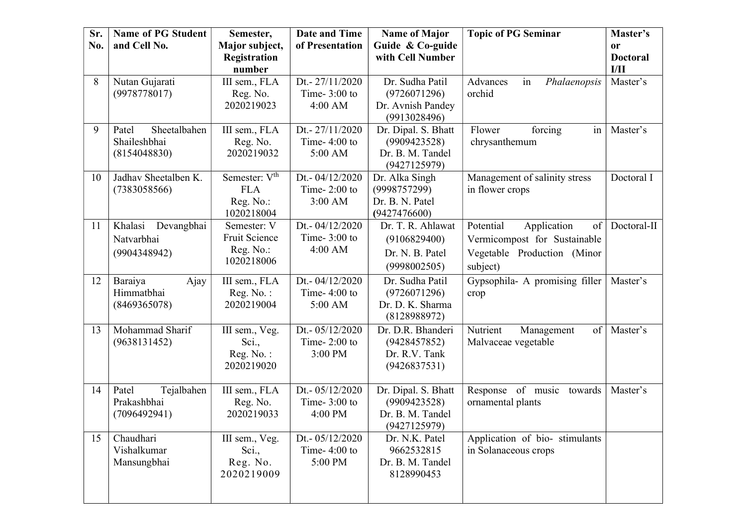| Sr. No. | Name of PG Student and Cell No. | Semester, Major subject, Registration number | Date and Time of Presentation | Name of Major Guide & Co-guide with Cell Number | Topic of PG Seminar | Master's or Doctoral I/II |
|---|---|---|---|---|---|---|
| 8 | Nutan Gujarati (9978778017) | III sem., FLA Reg. No. 2020219023 | Dt.- 27/11/2020 Time- 3:00 to 4:00 AM | Dr. Sudha Patil (9726071296) Dr. Avnish Pandey (9913028496) | Advances in *Phalaenopsis* orchid | Master's |
| 9 | Patel Sheetalbahen Shaileshbhai (8154048830) | III sem., FLA Reg. No. 2020219032 | Dt.- 27/11/2020 Time- 4:00 to 5:00 AM | Dr. Dipal. S. Bhatt (9909423528) Dr. B. M. Tandel (9427125979) | Flower forcing in chrysanthemum | Master's |
| 10 | Jadhav Sheetalben K. (7383058566) | Semester: V[th] FLA Reg. No.: 1020218004 | Dt.- 04/12/2020 Time- 2:00 to 3:00 AM | Dr. Alka Singh (9998757299) Dr. B. N. Patel (9427476600) | Management of salinity stress in flower crops | Doctoral I |
| 11 | Khalasi Devangbhai Natvarbhai (9904348942) | Semester: V Fruit Science Reg. No.: 1020218006 | Dt.- 04/12/2020 Time- 3:00 to 4:00 AM | Dr. T. R. Ahlawat (9106829400) Dr. N. B. Patel (9998002505) | Potential Application of Vermicompost for Sustainable Vegetable Production (Minor subject) | Doctoral-II |
| 12 | Baraiya Ajay Himmatbhai (8469365078) | III sem., FLA Reg. No. : 2020219004 | Dt.- 04/12/2020 Time- 4:00 to 5:00 AM | Dr. Sudha Patil (9726071296) Dr. D. K. Sharma (8128988972) | Gypsophila- A promising filler crop | Master's |
| 13 | Mohammad Sharif (9638131452) | III sem., Veg. Sci., Reg. No. : 2020219020 | Dt.- 05/12/2020 Time- 2:00 to 3:00 PM | Dr. D.R. Bhanderi (9428457852) Dr. R.V. Tank (9426837531) | Nutrient Management of Malvaceae vegetable | Master's |
| 14 | Patel Tejalbahen Prakashbhai (7096492941) | III sem., FLA Reg. No. 2020219033 | Dt.- 05/12/2020 Time- 3:00 to 4:00 PM | Dr. Dipal. S. Bhatt (9909423528) Dr. B. M. Tandel (9427125979) | Response of music towards ornamental plants | Master's |
| 15 | Chaudhari Vishalkumar Mansungbhai | III sem., Veg. Sci., Reg. No. 2020219009 | Dt.- 05/12/2020 Time- 4:00 to 5:00 PM | Dr. N.K. Patel 9662532815 Dr. B. M. Tandel 8128990453 | Application of bio- stimulants in Solanaceous crops | |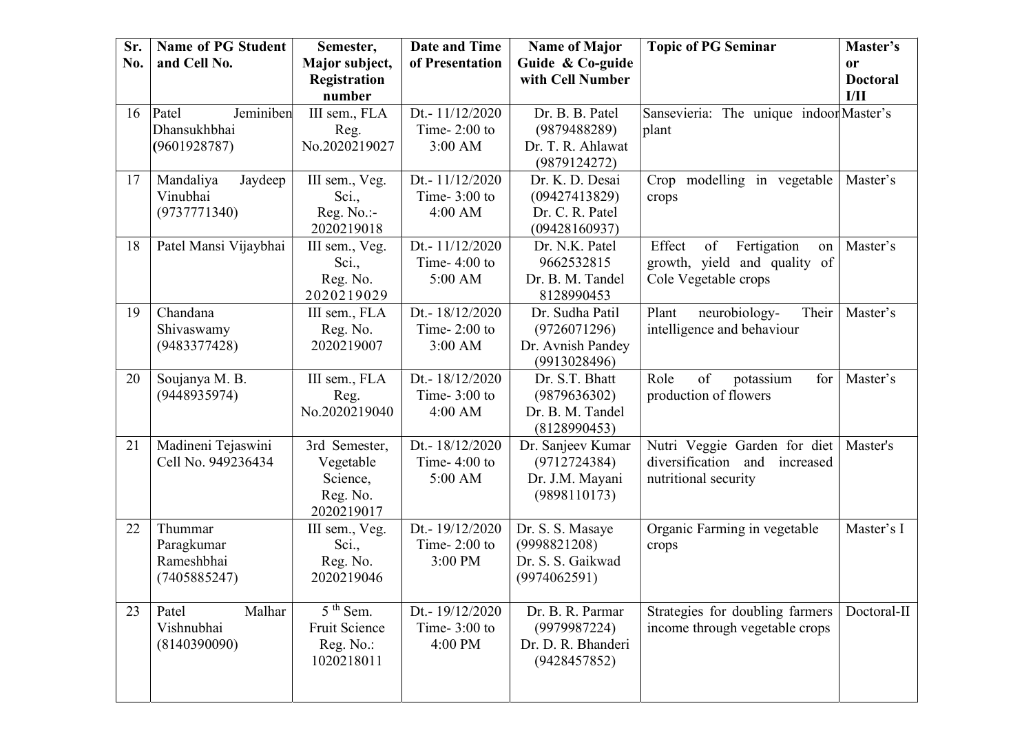| Sr. No. | Name of PG Student and Cell No. | Semester, Major subject, Registration number | Date and Time of Presentation | Name of Major Guide & Co-guide with Cell Number | Topic of PG Seminar | Master's or Doctoral I/II |
|---|---|---|---|---|---|---|
| 16 | Patel Jeminiben Dhansukhbhai (9601928787) | III sem., FLA Reg. No.2020219027 | Dt.- 11/12/2020 Time- 2:00 to 3:00 AM | Dr. B. B. Patel (9879488289) Dr. T. R. Ahlawat (9879124272) | Sansevieria: The unique indoor plant | Master's |
| 17 | Mandaliya Jaydeep Vinubhai (9737771340) | III sem., Veg. Sci., Reg. No.:- 2020219018 | Dt.- 11/12/2020 Time- 3:00 to 4:00 AM | Dr. K. D. Desai (09427413829) Dr. C. R. Patel (09428160937) | Crop modelling in vegetable crops | Master's |
| 18 | Patel Mansi Vijaybhai | III sem., Veg. Sci., Reg. No. 2020219029 | Dt.- 11/12/2020 Time- 4:00 to 5:00 AM | Dr. N.K. Patel 9662532815 Dr. B. M. Tandel 8128990453 | Effect of Fertigation on growth, yield and quality of Cole Vegetable crops | Master's |
| 19 | Chandana Shivaswamy (9483377428) | III sem., FLA Reg. No. 2020219007 | Dt.- 18/12/2020 Time- 2:00 to 3:00 AM | Dr. Sudha Patil (9726071296) Dr. Avnish Pandey (9913028496) | Plant neurobiology- Their intelligence and behaviour | Master's |
| 20 | Soujanya M. B. (9448935974) | III sem., FLA Reg. No.2020219040 | Dt.- 18/12/2020 Time- 3:00 to 4:00 AM | Dr. S.T. Bhatt (9879636302) Dr. B. M. Tandel (8128990453) | Role of potassium for production of flowers | Master's |
| 21 | Madineni Tejaswini Cell No. 949236434 | 3rd Semester, Vegetable Science, Reg. No. 2020219017 | Dt.- 18/12/2020 Time- 4:00 to 5:00 AM | Dr. Sanjeev Kumar (9712724384) Dr. J.M. Mayani (9898110173) | Nutri Veggie Garden for diet diversification and increased nutritional security | Master's |
| 22 | Thummar Paragkumar Rameshbhai (7405885247) | III sem., Veg. Sci., Reg. No. 2020219046 | Dt.- 19/12/2020 Time- 2:00 to 3:00 PM | Dr. S. S. Masaye (9998821208) Dr. S. S. Gaikwad (9974062591) | Organic Farming in vegetable crops | Master's I |
| 23 | Patel Malhar Vishnubhai (8140390090) | 5th Sem. Fruit Science Reg. No.: 1020218011 | Dt.- 19/12/2020 Time- 3:00 to 4:00 PM | Dr. B. R. Parmar (9979987224) Dr. D. R. Bhanderi (9428457852) | Strategies for doubling farmers income through vegetable crops | Doctoral-II |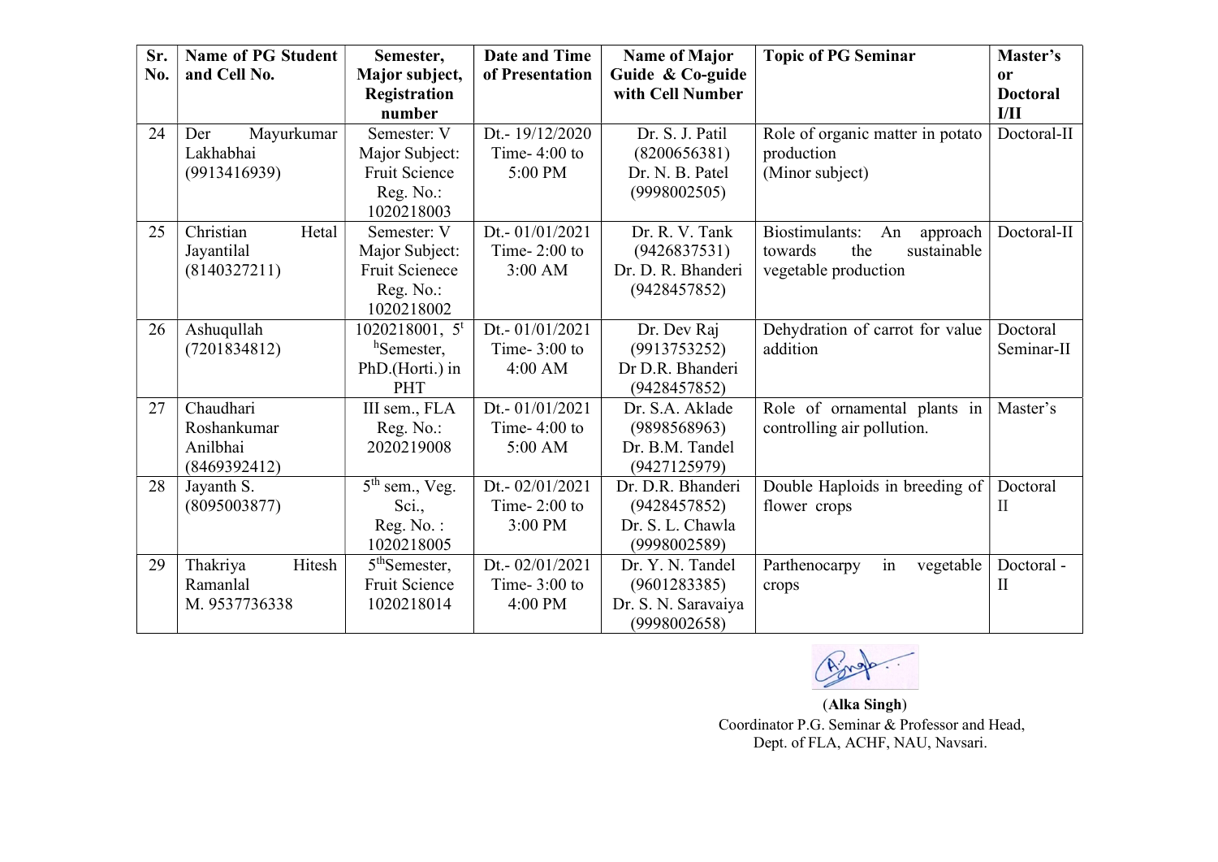| Sr. No. | Name of PG Student and Cell No. | Semester, Major subject, Registration number | Date and Time of Presentation | Name of Major Guide & Co-guide with Cell Number | Topic of PG Seminar | Master's or Doctoral I/II |
|---|---|---|---|---|---|---|
| 24 | Der Mayurkumar Lakhabhai (9913416939) | Semester: V Major Subject: Fruit Science Reg. No.: 1020218003 | Dt.- 19/12/2020 Time- 4:00 to 5:00 PM | Dr. S. J. Patil (8200656381) Dr. N. B. Patel (9998002505) | Role of organic matter in potato production (Minor subject) | Doctoral-II |
| 25 | Christian Hetal Jayantilal (8140327211) | Semester: V Major Subject: Fruit Scienece Reg. No.: 1020218002 | Dt.- 01/01/2021 Time- 2:00 to 3:00 AM | Dr. R. V. Tank (9426837531) Dr. D. R. Bhanderi (9428457852) | Biostimulants: An approach towards the sustainable vegetable production | Doctoral-II |
| 26 | Ashuqullah (7201834812) | 1020218001, 5th Semester, PhD.(Horti.) in PHT | Dt.- 01/01/2021 Time- 3:00 to 4:00 AM | Dr. Dev Raj (9913753252) Dr D.R. Bhanderi (9428457852) | Dehydration of carrot for value addition | Doctoral Seminar-II |
| 27 | Chaudhari Roshankumar Anilbhai (8469392412) | III sem., FLA Reg. No.: 2020219008 | Dt.- 01/01/2021 Time- 4:00 to 5:00 AM | Dr. S.A. Aklade (9898568963) Dr. B.M. Tandel (9427125979) | Role of ornamental plants in controlling air pollution. | Master's |
| 28 | Jayanth S. (8095003877) | 5th sem., Veg. Sci., Reg. No. : 1020218005 | Dt.- 02/01/2021 Time- 2:00 to 3:00 PM | Dr. D.R. Bhanderi (9428457852) Dr. S. L. Chawla (9998002589) | Double Haploids in breeding of flower crops | Doctoral II |
| 29 | Thakriya Hitesh Ramanlal M. 9537736338 | 5thSemester, Fruit Science 1020218014 | Dt.- 02/01/2021 Time- 3:00 to 4:00 PM | Dr. Y. N. Tandel (9601283385) Dr. S. N. Saravaiya (9998002658) | Parthenocarpy in vegetable crops | Doctoral - II |

(**Alka Singh**)
Coordinator P.G. Seminar & Professor and Head,
Dept. of FLA, ACHF, NAU, Navsari.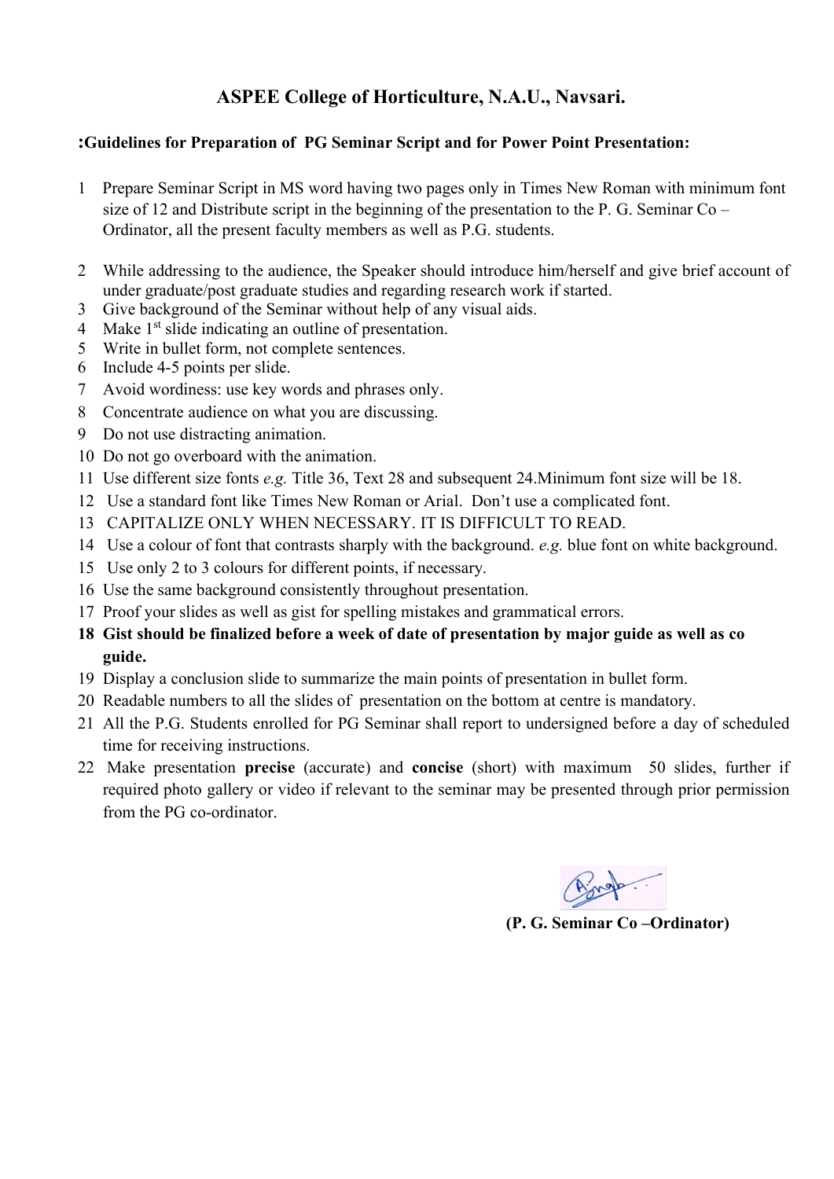## ASPEE College of Horticulture, N.A.U., Navsari.

**:Guidelines for Preparation of PG Seminar Script and for Power Point Presentation:**

1. Prepare Seminar Script in MS word having two pages only in Times New Roman with minimum font size of 12 and Distribute script in the beginning of the presentation to the P. G. Seminar Co – Ordinator, all the present faculty members as well as P.G. students.

2. While addressing to the audience, the Speaker should introduce him/herself and give brief account of under graduate/post graduate studies and regarding research work if started.
3. Give background of the Seminar without help of any visual aids.
4. Make 1st slide indicating an outline of presentation.
5. Write in bullet form, not complete sentences.
6. Include 4-5 points per slide.
7. Avoid wordiness: use key words and phrases only.
8. Concentrate audience on what you are discussing.
9. Do not use distracting animation.
10. Do not go overboard with the animation.
11. Use different size fonts *e.g.* Title 36, Text 28 and subsequent 24.Minimum font size will be 18.
12. Use a standard font like Times New Roman or Arial. Don't use a complicated font.
13. CAPITALIZE ONLY WHEN NECESSARY. IT IS DIFFICULT TO READ.
14. Use a colour of font that contrasts sharply with the background. *e.g.* blue font on white background.
15. Use only 2 to 3 colours for different points, if necessary.
16. Use the same background consistently throughout presentation.
17. Proof your slides as well as gist for spelling mistakes and grammatical errors.
18. **Gist should be finalized before a week of date of presentation by major guide as well as co guide.**
19. Display a conclusion slide to summarize the main points of presentation in bullet form.
20. Readable numbers to all the slides of presentation on the bottom at centre is mandatory.
21. All the P.G. Students enrolled for PG Seminar shall report to undersigned before a day of scheduled time for receiving instructions.
22. Make presentation **precise** (accurate) and **concise** (short) with maximum 50 slides, further if required photo gallery or video if relevant to the seminar may be presented through prior permission from the PG co-ordinator.

**(P. G. Seminar Co –Ordinator)**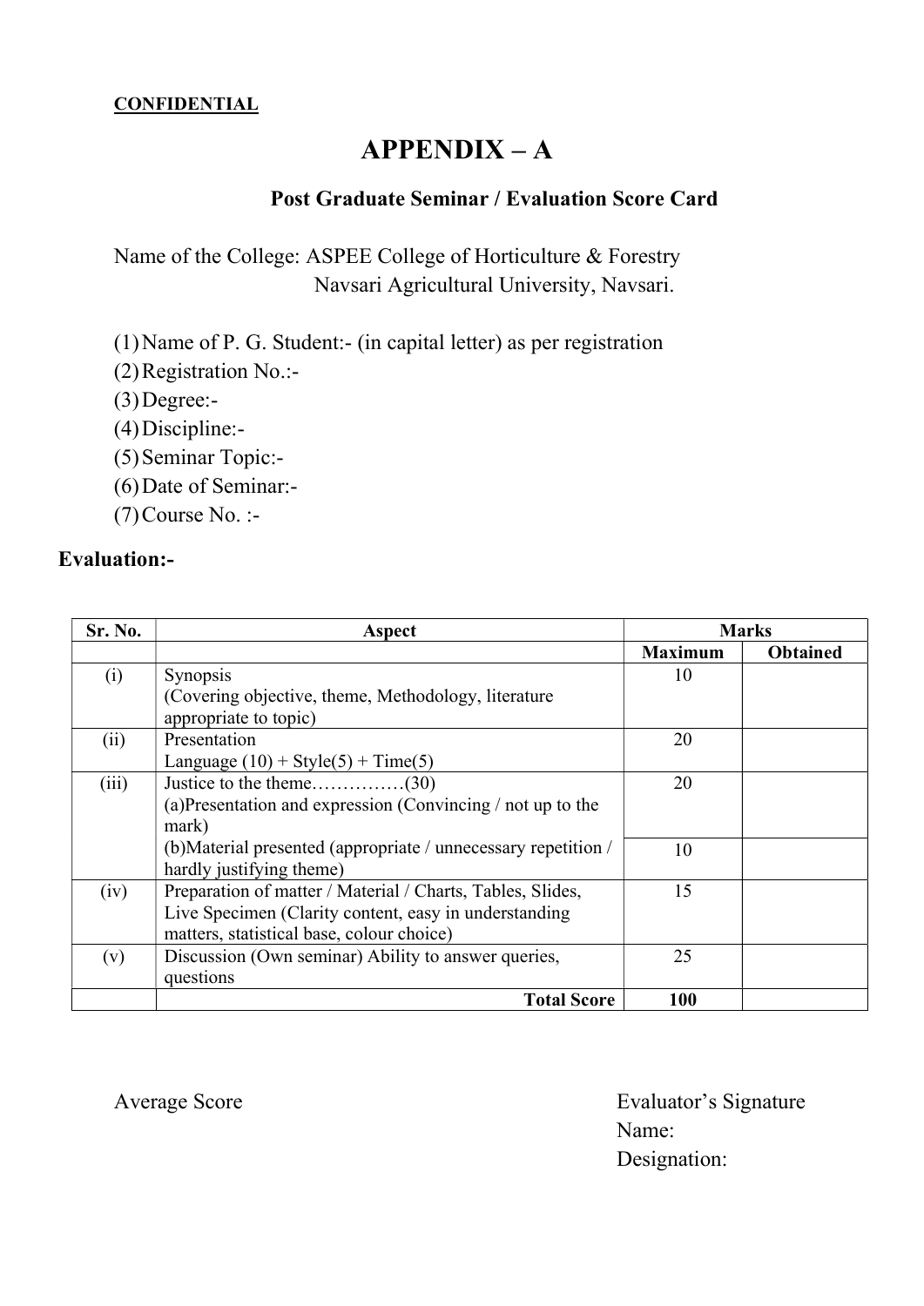**CONFIDENTIAL**

# APPENDIX – A

## Post Graduate Seminar / Evaluation Score Card

Name of the College: ASPEE College of Horticulture & Forestry
Navsari Agricultural University, Navsari.

1. Name of P. G. Student:- (in capital letter) as per registration
2. Registration No.:-
3. Degree:-
4. Discipline:-
5. Seminar Topic:-
6. Date of Seminar:-
7. Course No. :-

**Evaluation:-**

| Sr. No. | Aspect | Marks | |
|---|---|---|---|
| | | **Maximum** | **Obtained** |
| (i) | Synopsis (Covering objective, theme, Methodology, literature appropriate to topic) | 10 | |
| (ii) | Presentation Language (10) + Style(5) + Time(5) | 20 | |
| (iii) | Justice to the theme……………(30) (a)Presentation and expression (Convincing / not up to the mark) | 20 | |
| | (b)Material presented (appropriate / unnecessary repetition / hardly justifying theme) | 10 | |
| (iv) | Preparation of matter / Material / Charts, Tables, Slides, Live Specimen (Clarity content, easy in understanding matters, statistical base, colour choice) | 15 | |
| (v) | Discussion (Own seminar) Ability to answer queries, questions | 25 | |
| | **Total Score** | **100** | |

Average Score

Evaluator's Signature
Name:
Designation: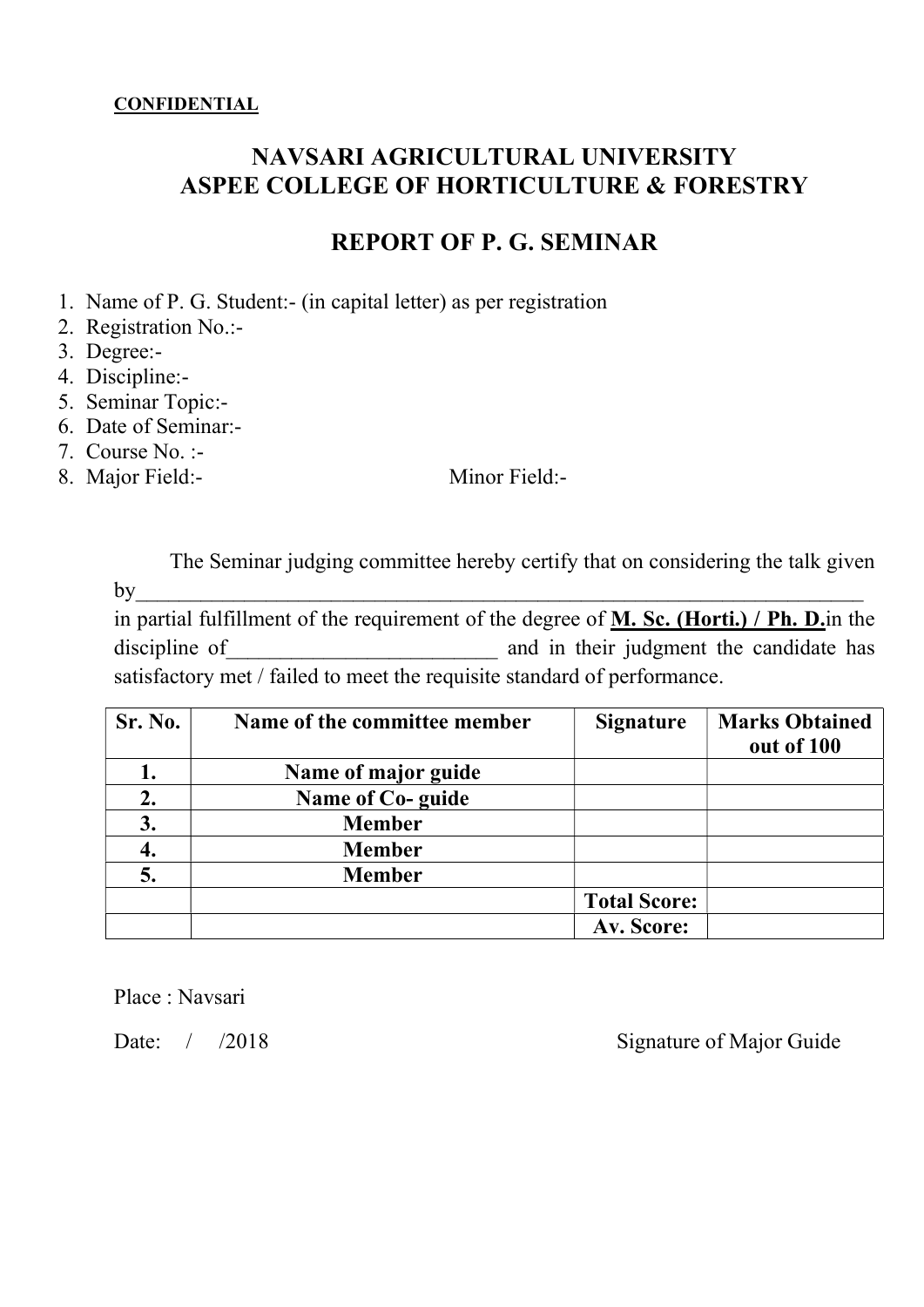**CONFIDENTIAL**

# NAVSARI AGRICULTURAL UNIVERSITY
# ASPEE COLLEGE OF HORTICULTURE & FORESTRY

## REPORT OF P. G. SEMINAR

1. Name of P. G. Student:- (in capital letter) as per registration
2. Registration No.:-
3. Degree:-
4. Discipline:-
5. Seminar Topic:-
6. Date of Seminar:-
7. Course No. :-
8. Major Field:- Minor Field:-

The Seminar judging committee hereby certify that on considering the talk given by_____________________________________________________________________ in partial fulfillment of the requirement of the degree of **M. Sc. (Horti.) / Ph. D.** in the discipline of_________________________ and in their judgment the candidate has satisfactory met / failed to meet the requisite standard of performance.

| Sr. No. | Name of the committee member | Signature | Marks Obtained out of 100 |
|---|---|---|---|
| **1.** | **Name of major guide** | | |
| **2.** | **Name of Co- guide** | | |
| **3.** | **Member** | | |
| **4.** | **Member** | | |
| **5.** | **Member** | | |
| | | **Total Score:** | |
| | | **Av. Score:** | |

Place : Navsari

Date: / /2018 Signature of Major Guide